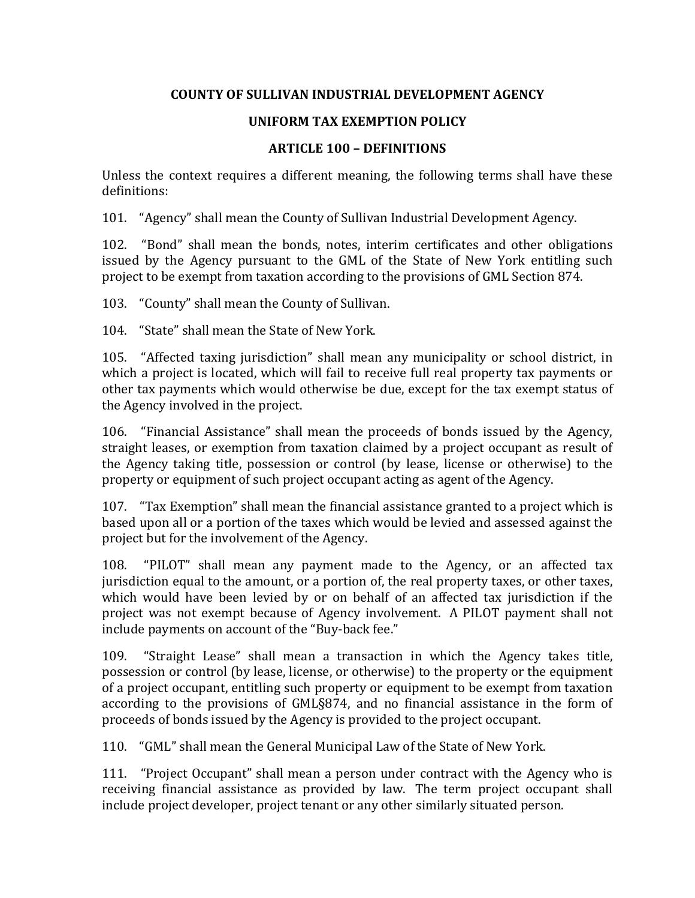# COUNTY OF SULLIVAN INDUSTRIAL DEVELOPMENT AGENCY

## UNIFORM TAX EXEMPTION POLICY

### ARTICLE 100 – DEFINITIONS

Unless the context requires a different meaning, the following terms shall have these definitions:

101. "Agency" shall mean the County of Sullivan Industrial Development Agency.

102. "Bond" shall mean the bonds, notes, interim certificates and other obligations issued by the Agency pursuant to the GML of the State of New York entitling such project to be exempt from taxation according to the provisions of GML Section 874.

103. "County" shall mean the County of Sullivan.

104. "State" shall mean the State of New York.

105. "Affected taxing jurisdiction" shall mean any municipality or school district, in which a project is located, which will fail to receive full real property tax payments or other tax payments which would otherwise be due, except for the tax exempt status of the Agency involved in the project.

106. "Financial Assistance" shall mean the proceeds of bonds issued by the Agency, straight leases, or exemption from taxation claimed by a project occupant as result of the Agency taking title, possession or control (by lease, license or otherwise) to the property or equipment of such project occupant acting as agent of the Agency.

107. "Tax Exemption" shall mean the financial assistance granted to a project which is based upon all or a portion of the taxes which would be levied and assessed against the project but for the involvement of the Agency.

108. "PILOT" shall mean any payment made to the Agency, or an affected tax jurisdiction equal to the amount, or a portion of, the real property taxes, or other taxes, which would have been levied by or on behalf of an affected tax jurisdiction if the project was not exempt because of Agency involvement. A PILOT payment shall not include payments on account of the "Buy-back fee."

109. "Straight Lease" shall mean a transaction in which the Agency takes title, possession or control (by lease, license, or otherwise) to the property or the equipment of a project occupant, entitling such property or equipment to be exempt from taxation according to the provisions of GML§874, and no financial assistance in the form of proceeds of bonds issued by the Agency is provided to the project occupant.

110. "GML" shall mean the General Municipal Law of the State of New York.

111. "Project Occupant" shall mean a person under contract with the Agency who is receiving financial assistance as provided by law. The term project occupant shall include project developer, project tenant or any other similarly situated person.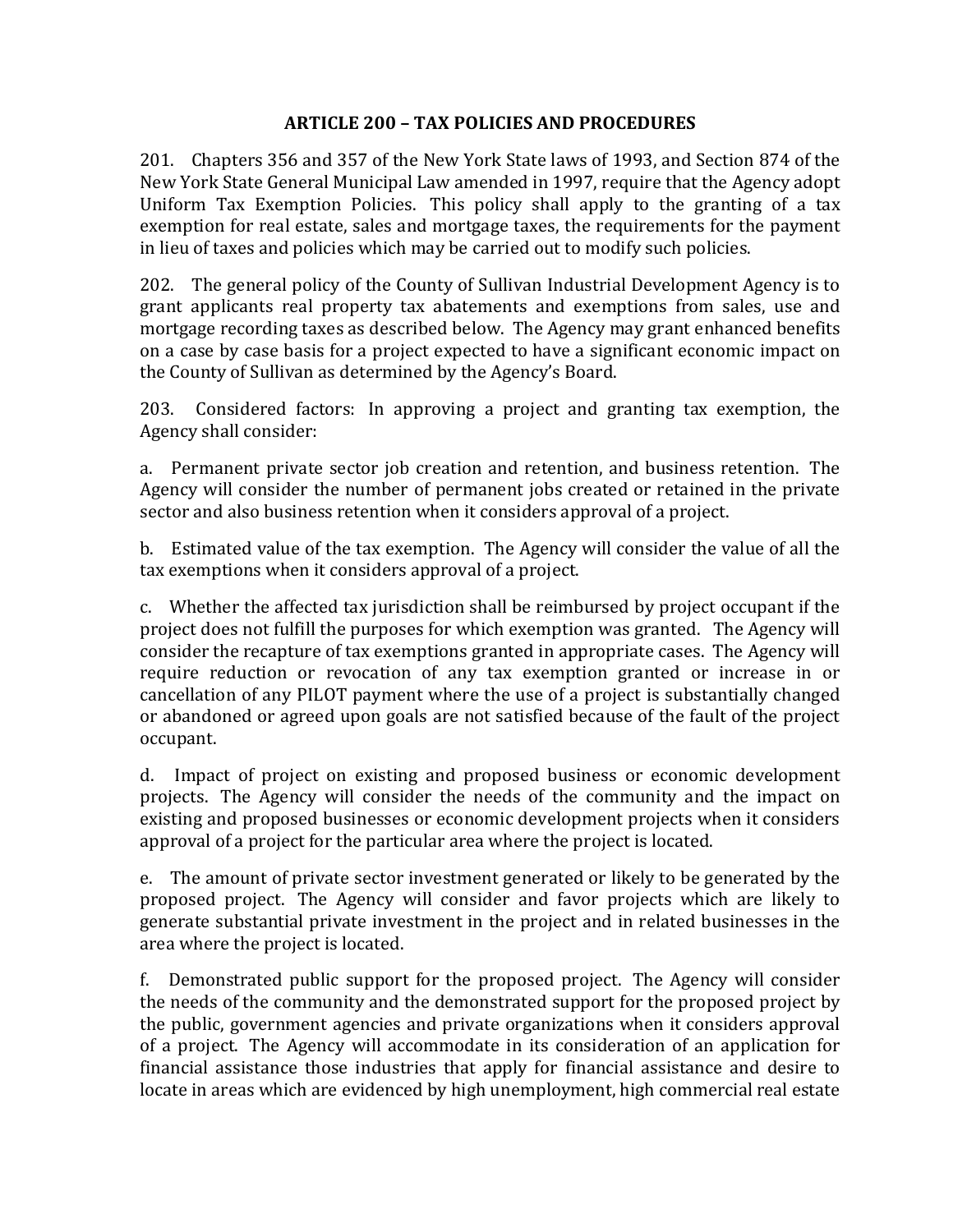## ARTICLE 200 – TAX POLICIES AND PROCEDURES

201. Chapters 356 and 357 of the New York State laws of 1993, and Section 874 of the New York State General Municipal Law amended in 1997, require that the Agency adopt Uniform Tax Exemption Policies. This policy shall apply to the granting of a tax exemption for real estate, sales and mortgage taxes, the requirements for the payment in lieu of taxes and policies which may be carried out to modify such policies.

202. The general policy of the County of Sullivan Industrial Development Agency is to grant applicants real property tax abatements and exemptions from sales, use and mortgage recording taxes as described below. The Agency may grant enhanced benefits on a case by case basis for a project expected to have a significant economic impact on the County of Sullivan as determined by the Agency's Board.

203. Considered factors: In approving a project and granting tax exemption, the Agency shall consider:

a. Permanent private sector job creation and retention, and business retention. The Agency will consider the number of permanent jobs created or retained in the private sector and also business retention when it considers approval of a project.

b. Estimated value of the tax exemption. The Agency will consider the value of all the tax exemptions when it considers approval of a project.

c. Whether the affected tax jurisdiction shall be reimbursed by project occupant if the project does not fulfill the purposes for which exemption was granted. The Agency will consider the recapture of tax exemptions granted in appropriate cases. The Agency will require reduction or revocation of any tax exemption granted or increase in or cancellation of any PILOT payment where the use of a project is substantially changed or abandoned or agreed upon goals are not satisfied because of the fault of the project occupant.

d. Impact of project on existing and proposed business or economic development projects. The Agency will consider the needs of the community and the impact on existing and proposed businesses or economic development projects when it considers approval of a project for the particular area where the project is located.

e. The amount of private sector investment generated or likely to be generated by the proposed project. The Agency will consider and favor projects which are likely to generate substantial private investment in the project and in related businesses in the area where the project is located.

f. Demonstrated public support for the proposed project. The Agency will consider the needs of the community and the demonstrated support for the proposed project by the public, government agencies and private organizations when it considers approval of a project. The Agency will accommodate in its consideration of an application for financial assistance those industries that apply for financial assistance and desire to locate in areas which are evidenced by high unemployment, high commercial real estate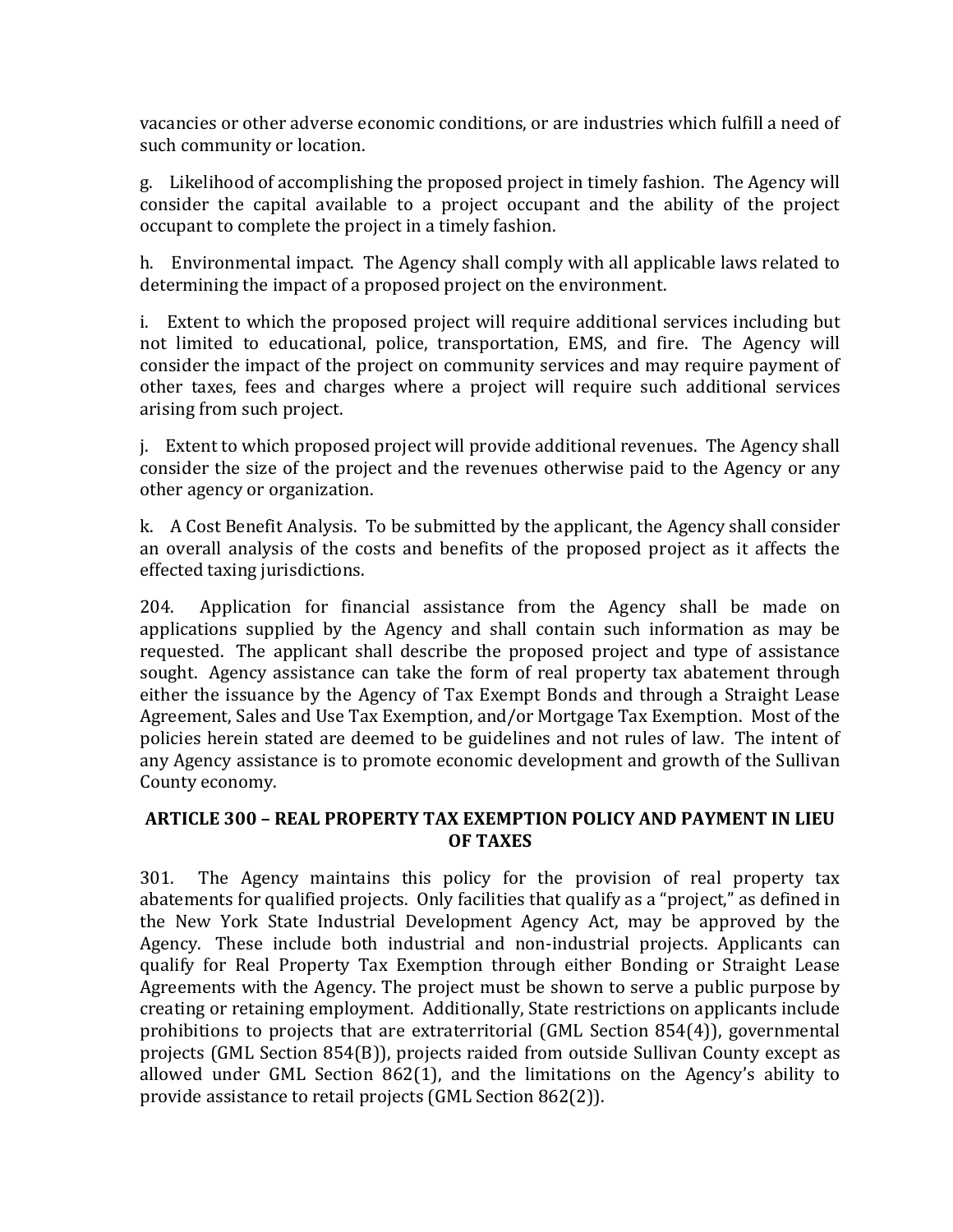vacancies or other adverse economic conditions, or are industries which fulfill a need of such community or location.

g. Likelihood of accomplishing the proposed project in timely fashion. The Agency will consider the capital available to a project occupant and the ability of the project occupant to complete the project in a timely fashion.

h. Environmental impact. The Agency shall comply with all applicable laws related to determining the impact of a proposed project on the environment.

i. Extent to which the proposed project will require additional services including but not limited to educational, police, transportation, EMS, and fire. The Agency will consider the impact of the project on community services and may require payment of other taxes, fees and charges where a project will require such additional services arising from such project.

j. Extent to which proposed project will provide additional revenues. The Agency shall consider the size of the project and the revenues otherwise paid to the Agency or any other agency or organization.

k. A Cost Benefit Analysis. To be submitted by the applicant, the Agency shall consider an overall analysis of the costs and benefits of the proposed project as it affects the effected taxing jurisdictions.

204. Application for financial assistance from the Agency shall be made on applications supplied by the Agency and shall contain such information as may be requested. The applicant shall describe the proposed project and type of assistance sought. Agency assistance can take the form of real property tax abatement through either the issuance by the Agency of Tax Exempt Bonds and through a Straight Lease Agreement, Sales and Use Tax Exemption, and/or Mortgage Tax Exemption. Most of the policies herein stated are deemed to be guidelines and not rules of law. The intent of any Agency assistance is to promote economic development and growth of the Sullivan County economy.

## ARTICLE 300 – REAL PROPERTY TAX EXEMPTION POLICY AND PAYMENT IN LIEU OF TAXES

301. The Agency maintains this policy for the provision of real property tax abatements for qualified projects. Only facilities that qualify as a "project," as defined in the New York State Industrial Development Agency Act, may be approved by the Agency. These include both industrial and non-industrial projects. Applicants can qualify for Real Property Tax Exemption through either Bonding or Straight Lease Agreements with the Agency. The project must be shown to serve a public purpose by creating or retaining employment. Additionally, State restrictions on applicants include prohibitions to projects that are extraterritorial (GML Section 854(4)), governmental projects (GML Section 854(B)), projects raided from outside Sullivan County except as allowed under GML Section 862(1), and the limitations on the Agency's ability to provide assistance to retail projects (GML Section 862(2)).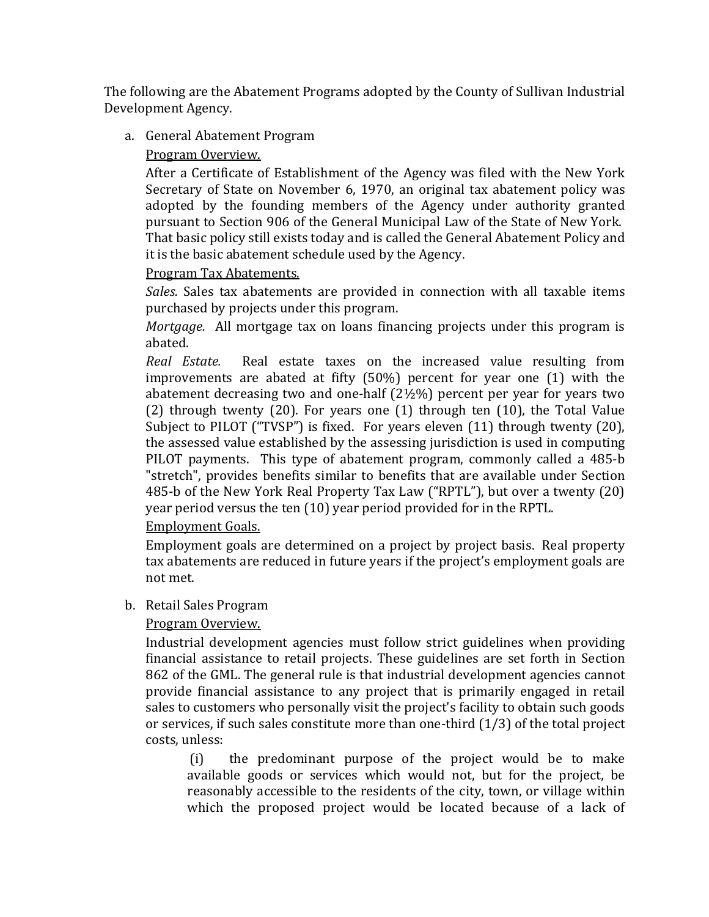The following are the Abatement Programs adopted by the County of Sullivan Industrial Development Agency.

a. General Abatement Program

   Program Overview.

   After a Certificate of Establishment of the Agency was filed with the New York Secretary of State on November 6, 1970, an original tax abatement policy was adopted by the founding members of the Agency under authority granted pursuant to Section 906 of the General Municipal Law of the State of New York. That basic policy still exists today and is called the General Abatement Policy and it is the basic abatement schedule used by the Agency.

   Program Tax Abatements.

   *Sales.* Sales tax abatements are provided in connection with all taxable items purchased by projects under this program.

   *Mortgage.* All mortgage tax on loans financing projects under this program is abated.

   *Real Estate.* Real estate taxes on the increased value resulting from improvements are abated at fifty (50%) percent for year one (1) with the abatement decreasing two and one-half (2½%) percent per year for years two (2) through twenty (20). For years one (1) through ten (10), the Total Value Subject to PILOT ("TVSP") is fixed. For years eleven (11) through twenty (20), the assessed value established by the assessing jurisdiction is used in computing PILOT payments. This type of abatement program, commonly called a 485-b "stretch", provides benefits similar to benefits that are available under Section 485-b of the New York Real Property Tax Law ("RPTL"), but over a twenty (20) year period versus the ten (10) year period provided for in the RPTL.

   Employment Goals.

   Employment goals are determined on a project by project basis. Real property tax abatements are reduced in future years if the project's employment goals are not met.

b. Retail Sales Program

   Program Overview.

   Industrial development agencies must follow strict guidelines when providing financial assistance to retail projects. These guidelines are set forth in Section 862 of the GML. The general rule is that industrial development agencies cannot provide financial assistance to any project that is primarily engaged in retail sales to customers who personally visit the project's facility to obtain such goods or services, if such sales constitute more than one-third (1/3) of the total project costs, unless:

   (i) the predominant purpose of the project would be to make available goods or services which would not, but for the project, be reasonably accessible to the residents of the city, town, or village within which the proposed project would be located because of a lack of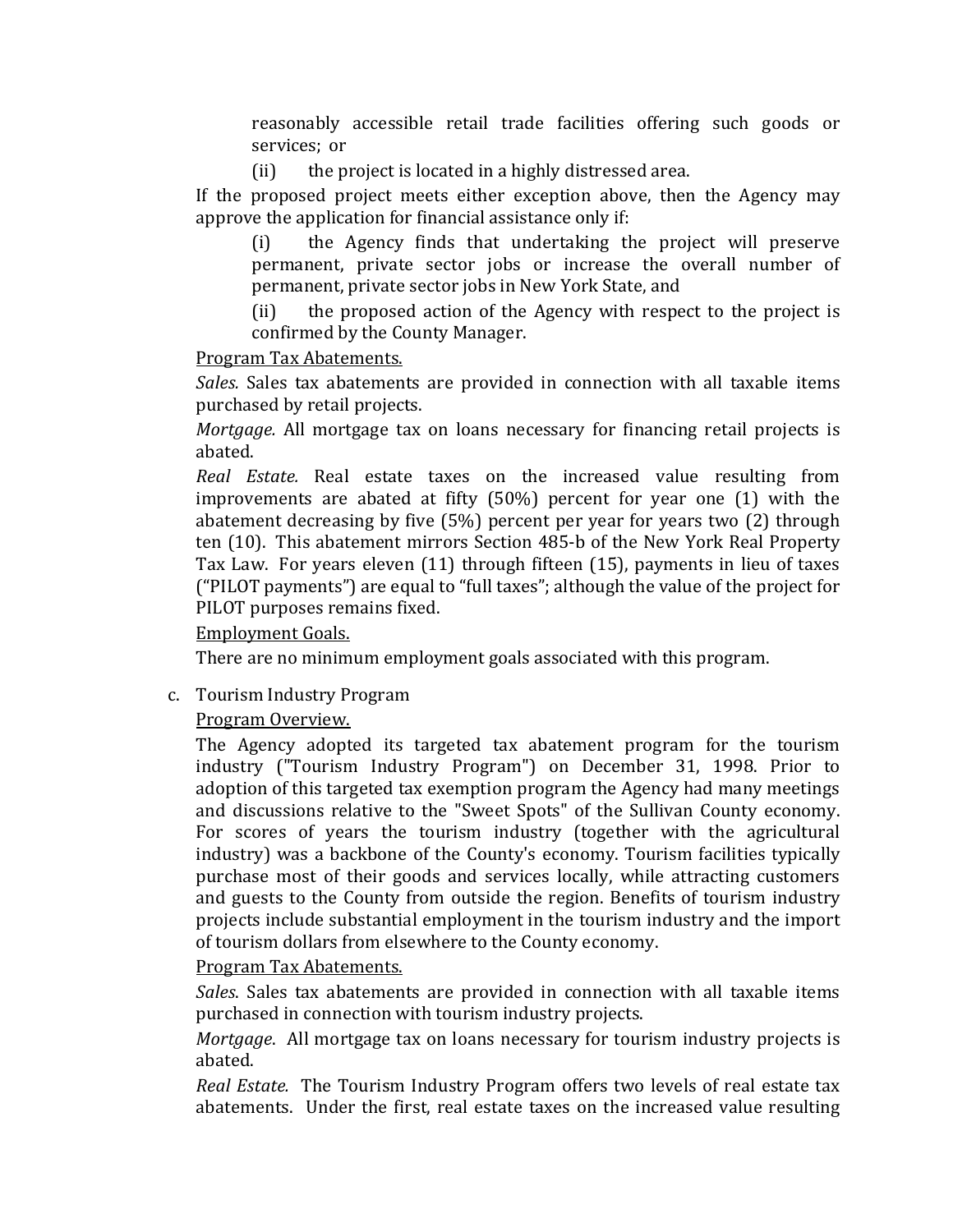reasonably accessible retail trade facilities offering such goods or services; or

(ii) the project is located in a highly distressed area.

If the proposed project meets either exception above, then the Agency may approve the application for financial assistance only if:

(i) the Agency finds that undertaking the project will preserve permanent, private sector jobs or increase the overall number of permanent, private sector jobs in New York State, and

(ii) the proposed action of the Agency with respect to the project is confirmed by the County Manager.

Program Tax Abatements.

*Sales.* Sales tax abatements are provided in connection with all taxable items purchased by retail projects.

*Mortgage.* All mortgage tax on loans necessary for financing retail projects is abated.

*Real Estate.* Real estate taxes on the increased value resulting from improvements are abated at fifty (50%) percent for year one (1) with the abatement decreasing by five (5%) percent per year for years two (2) through ten (10). This abatement mirrors Section 485-b of the New York Real Property Tax Law. For years eleven (11) through fifteen (15), payments in lieu of taxes ("PILOT payments") are equal to "full taxes"; although the value of the project for PILOT purposes remains fixed.

Employment Goals.

There are no minimum employment goals associated with this program.

c. Tourism Industry Program

Program Overview.

The Agency adopted its targeted tax abatement program for the tourism industry ("Tourism Industry Program") on December 31, 1998. Prior to adoption of this targeted tax exemption program the Agency had many meetings and discussions relative to the "Sweet Spots" of the Sullivan County economy. For scores of years the tourism industry (together with the agricultural industry) was a backbone of the County's economy. Tourism facilities typically purchase most of their goods and services locally, while attracting customers and guests to the County from outside the region. Benefits of tourism industry projects include substantial employment in the tourism industry and the import of tourism dollars from elsewhere to the County economy.

Program Tax Abatements.

*Sales*. Sales tax abatements are provided in connection with all taxable items purchased in connection with tourism industry projects.

*Mortgage*. All mortgage tax on loans necessary for tourism industry projects is abated.

*Real Estate.* The Tourism Industry Program offers two levels of real estate tax abatements. Under the first, real estate taxes on the increased value resulting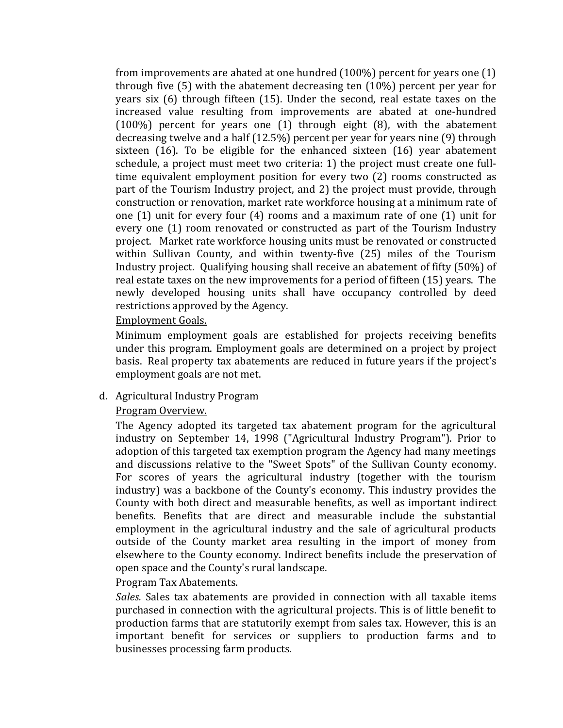from improvements are abated at one hundred (100%) percent for years one (1) through five (5) with the abatement decreasing ten (10%) percent per year for years six (6) through fifteen (15). Under the second, real estate taxes on the increased value resulting from improvements are abated at one-hundred (100%) percent for years one (1) through eight (8), with the abatement decreasing twelve and a half (12.5%) percent per year for years nine (9) through sixteen (16). To be eligible for the enhanced sixteen (16) year abatement schedule, a project must meet two criteria: 1) the project must create one full-time equivalent employment position for every two (2) rooms constructed as part of the Tourism Industry project, and 2) the project must provide, through construction or renovation, market rate workforce housing at a minimum rate of one (1) unit for every four (4) rooms and a maximum rate of one (1) unit for every one (1) room renovated or constructed as part of the Tourism Industry project. Market rate workforce housing units must be renovated or constructed within Sullivan County, and within twenty-five (25) miles of the Tourism Industry project. Qualifying housing shall receive an abatement of fifty (50%) of real estate taxes on the new improvements for a period of fifteen (15) years. The newly developed housing units shall have occupancy controlled by deed restrictions approved by the Agency.

Employment Goals.

Minimum employment goals are established for projects receiving benefits under this program. Employment goals are determined on a project by project basis. Real property tax abatements are reduced in future years if the project's employment goals are not met.

d. Agricultural Industry Program

Program Overview.

The Agency adopted its targeted tax abatement program for the agricultural industry on September 14, 1998 ("Agricultural Industry Program"). Prior to adoption of this targeted tax exemption program the Agency had many meetings and discussions relative to the "Sweet Spots" of the Sullivan County economy. For scores of years the agricultural industry (together with the tourism industry) was a backbone of the County's economy. This industry provides the County with both direct and measurable benefits, as well as important indirect benefits. Benefits that are direct and measurable include the substantial employment in the agricultural industry and the sale of agricultural products outside of the County market area resulting in the import of money from elsewhere to the County economy. Indirect benefits include the preservation of open space and the County's rural landscape.

Program Tax Abatements.

*Sales.* Sales tax abatements are provided in connection with all taxable items purchased in connection with the agricultural projects. This is of little benefit to production farms that are statutorily exempt from sales tax. However, this is an important benefit for services or suppliers to production farms and to businesses processing farm products.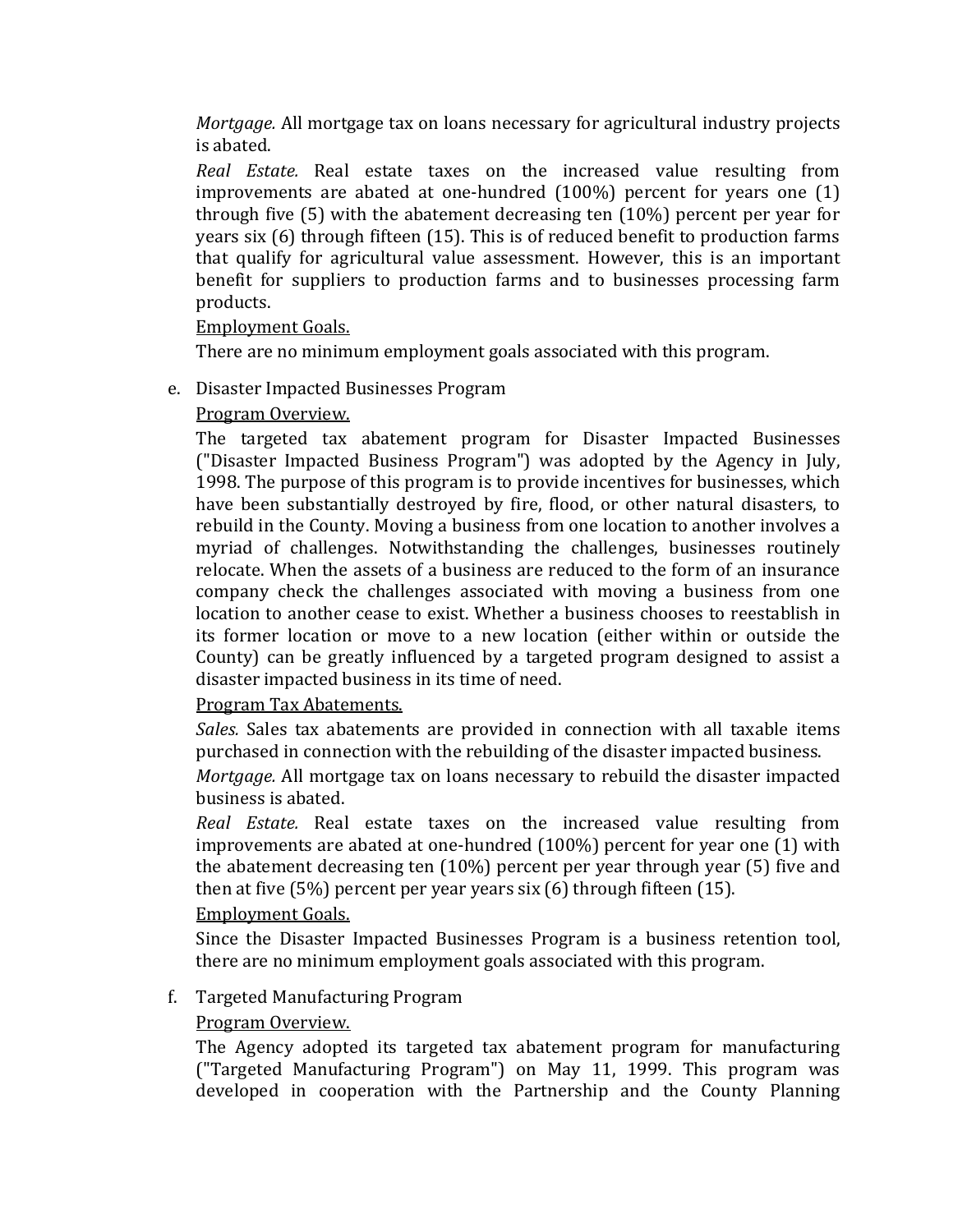*Mortgage.* All mortgage tax on loans necessary for agricultural industry projects is abated.

*Real Estate.* Real estate taxes on the increased value resulting from improvements are abated at one-hundred (100%) percent for years one (1) through five (5) with the abatement decreasing ten (10%) percent per year for years six (6) through fifteen (15). This is of reduced benefit to production farms that qualify for agricultural value assessment. However, this is an important benefit for suppliers to production farms and to businesses processing farm products.

<u>Employment Goals.</u>

There are no minimum employment goals associated with this program.

e. Disaster Impacted Businesses Program

<u>Program Overview.</u>

The targeted tax abatement program for Disaster Impacted Businesses ("Disaster Impacted Business Program") was adopted by the Agency in July, 1998. The purpose of this program is to provide incentives for businesses, which have been substantially destroyed by fire, flood, or other natural disasters, to rebuild in the County. Moving a business from one location to another involves a myriad of challenges. Notwithstanding the challenges, businesses routinely relocate. When the assets of a business are reduced to the form of an insurance company check the challenges associated with moving a business from one location to another cease to exist. Whether a business chooses to reestablish in its former location or move to a new location (either within or outside the County) can be greatly influenced by a targeted program designed to assist a disaster impacted business in its time of need.

<u>Program Tax Abatements.</u>

*Sales.* Sales tax abatements are provided in connection with all taxable items purchased in connection with the rebuilding of the disaster impacted business.

*Mortgage.* All mortgage tax on loans necessary to rebuild the disaster impacted business is abated.

*Real Estate.* Real estate taxes on the increased value resulting from improvements are abated at one-hundred (100%) percent for year one (1) with the abatement decreasing ten (10%) percent per year through year (5) five and then at five (5%) percent per year years six (6) through fifteen (15).

<u>Employment Goals.</u>

Since the Disaster Impacted Businesses Program is a business retention tool, there are no minimum employment goals associated with this program.

f. Targeted Manufacturing Program

<u>Program Overview.</u>

The Agency adopted its targeted tax abatement program for manufacturing ("Targeted Manufacturing Program") on May 11, 1999. This program was developed in cooperation with the Partnership and the County Planning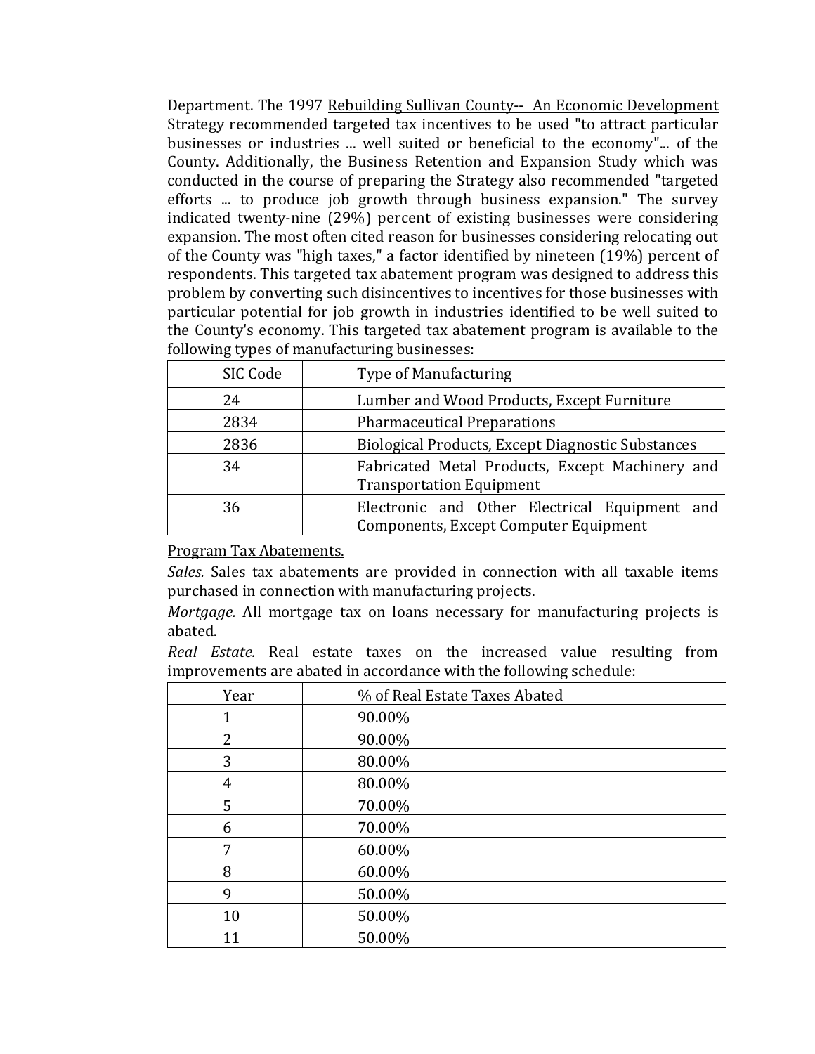Department. The 1997 Rebuilding Sullivan County-- An Economic Development Strategy recommended targeted tax incentives to be used "to attract particular businesses or industries ... well suited or beneficial to the economy"... of the County. Additionally, the Business Retention and Expansion Study which was conducted in the course of preparing the Strategy also recommended "targeted efforts ... to produce job growth through business expansion." The survey indicated twenty-nine (29%) percent of existing businesses were considering expansion. The most often cited reason for businesses considering relocating out of the County was "high taxes," a factor identified by nineteen (19%) percent of respondents. This targeted tax abatement program was designed to address this problem by converting such disincentives to incentives for those businesses with particular potential for job growth in industries identified to be well suited to the County's economy. This targeted tax abatement program is available to the following types of manufacturing businesses:

| SIC Code | Type of Manufacturing |
|---|---|
| 24 | Lumber and Wood Products, Except Furniture |
| 2834 | Pharmaceutical Preparations |
| 2836 | Biological Products, Except Diagnostic Substances |
| 34 | Fabricated Metal Products, Except Machinery and Transportation Equipment |
| 36 | Electronic and Other Electrical Equipment and Components, Except Computer Equipment |

Program Tax Abatements.

*Sales.* Sales tax abatements are provided in connection with all taxable items purchased in connection with manufacturing projects.

*Mortgage.* All mortgage tax on loans necessary for manufacturing projects is abated.

*Real Estate.* Real estate taxes on the increased value resulting from improvements are abated in accordance with the following schedule:

| Year | % of Real Estate Taxes Abated |
|---|---|
| 1 | 90.00% |
| 2 | 90.00% |
| 3 | 80.00% |
| 4 | 80.00% |
| 5 | 70.00% |
| 6 | 70.00% |
| 7 | 60.00% |
| 8 | 60.00% |
| 9 | 50.00% |
| 10 | 50.00% |
| 11 | 50.00% |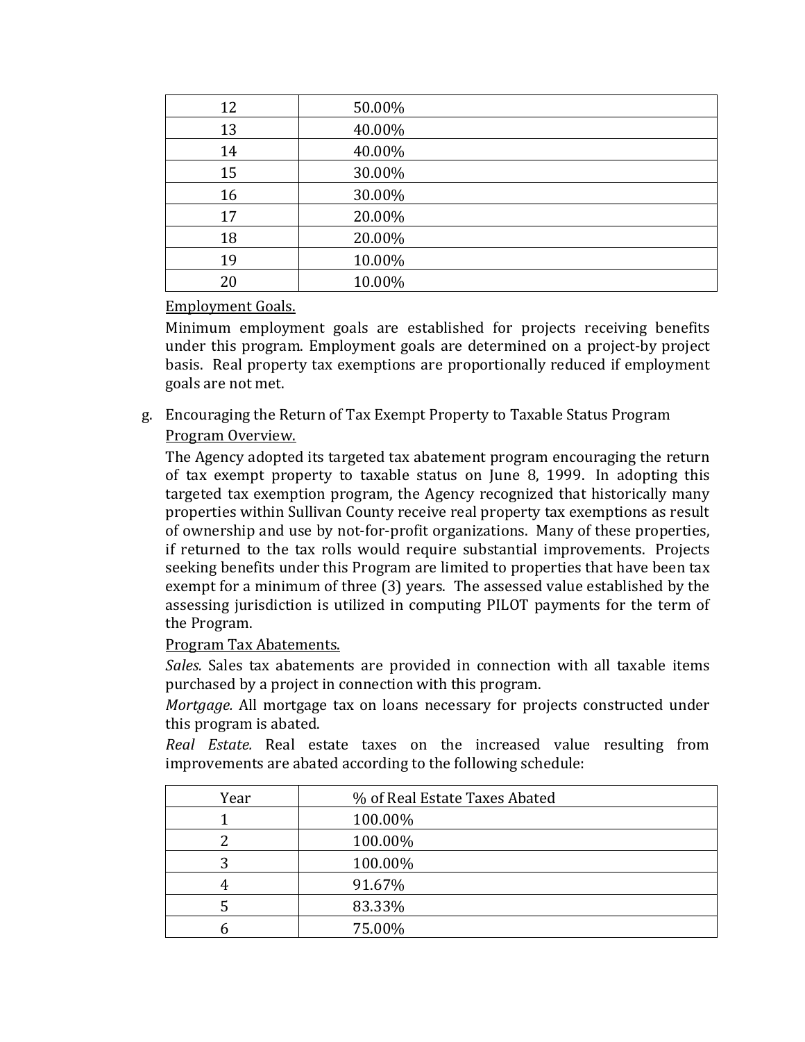| | |
|---|---|
| 12 | 50.00% |
| 13 | 40.00% |
| 14 | 40.00% |
| 15 | 30.00% |
| 16 | 30.00% |
| 17 | 20.00% |
| 18 | 20.00% |
| 19 | 10.00% |
| 20 | 10.00% |

Employment Goals.

Minimum employment goals are established for projects receiving benefits under this program. Employment goals are determined on a project-by project basis. Real property tax exemptions are proportionally reduced if employment goals are not met.

g. Encouraging the Return of Tax Exempt Property to Taxable Status Program

Program Overview.

The Agency adopted its targeted tax abatement program encouraging the return of tax exempt property to taxable status on June 8, 1999. In adopting this targeted tax exemption program, the Agency recognized that historically many properties within Sullivan County receive real property tax exemptions as result of ownership and use by not-for-profit organizations. Many of these properties, if returned to the tax rolls would require substantial improvements. Projects seeking benefits under this Program are limited to properties that have been tax exempt for a minimum of three (3) years. The assessed value established by the assessing jurisdiction is utilized in computing PILOT payments for the term of the Program.

Program Tax Abatements.

*Sales.* Sales tax abatements are provided in connection with all taxable items purchased by a project in connection with this program.

*Mortgage.* All mortgage tax on loans necessary for projects constructed under this program is abated.

*Real Estate.* Real estate taxes on the increased value resulting from improvements are abated according to the following schedule:

| Year | % of Real Estate Taxes Abated |
|---|---|
| 1 | 100.00% |
| 2 | 100.00% |
| 3 | 100.00% |
| 4 | 91.67% |
| 5 | 83.33% |
| 6 | 75.00% |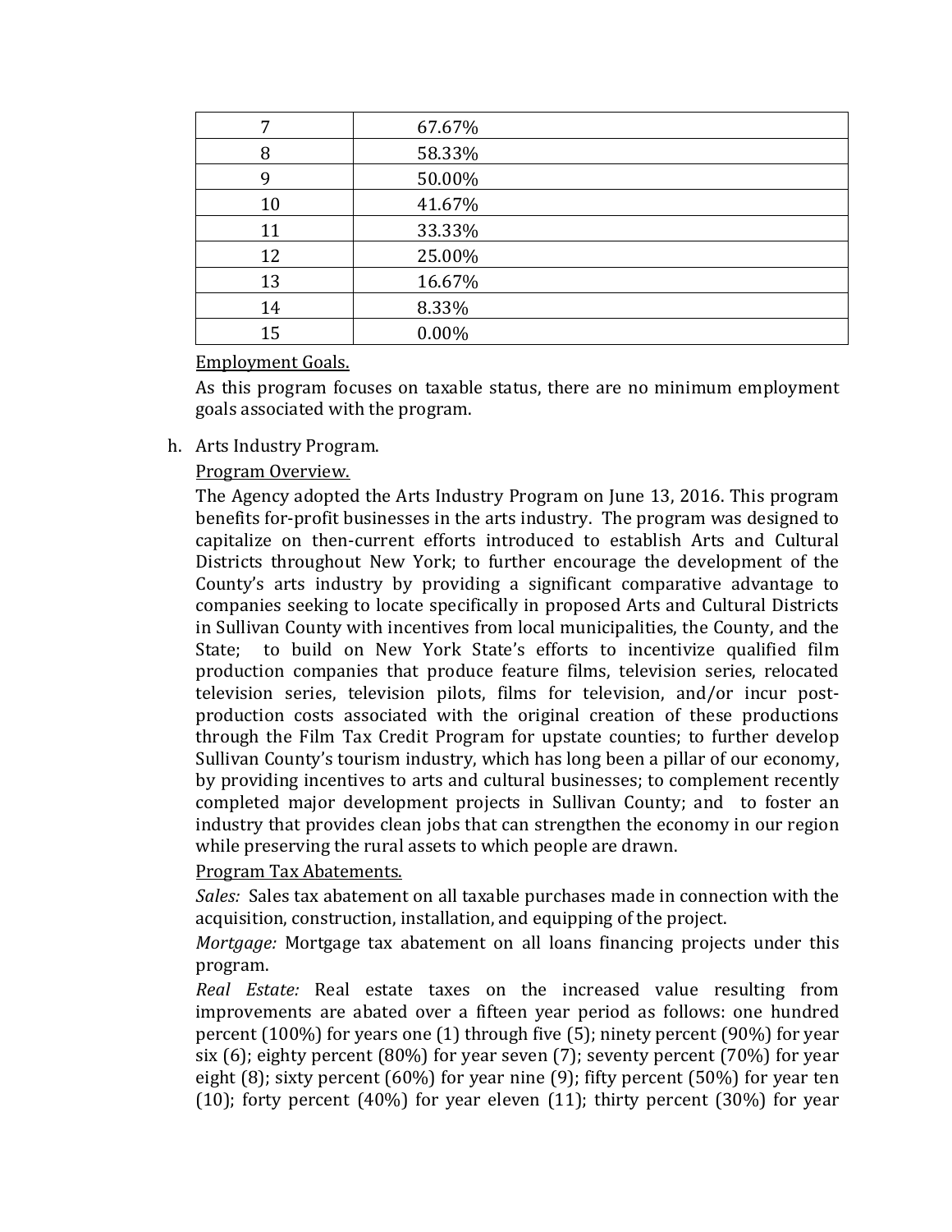| 7 | 67.67% |
|---|---|
| 8 | 58.33% |
| 9 | 50.00% |
| 10 | 41.67% |
| 11 | 33.33% |
| 12 | 25.00% |
| 13 | 16.67% |
| 14 | 8.33% |
| 15 | 0.00% |

Employment Goals.

As this program focuses on taxable status, there are no minimum employment goals associated with the program.

h. Arts Industry Program.

Program Overview.

The Agency adopted the Arts Industry Program on June 13, 2016. This program benefits for-profit businesses in the arts industry. The program was designed to capitalize on then-current efforts introduced to establish Arts and Cultural Districts throughout New York; to further encourage the development of the County's arts industry by providing a significant comparative advantage to companies seeking to locate specifically in proposed Arts and Cultural Districts in Sullivan County with incentives from local municipalities, the County, and the State; to build on New York State's efforts to incentivize qualified film production companies that produce feature films, television series, relocated television series, television pilots, films for television, and/or incur post-production costs associated with the original creation of these productions through the Film Tax Credit Program for upstate counties; to further develop Sullivan County's tourism industry, which has long been a pillar of our economy, by providing incentives to arts and cultural businesses; to complement recently completed major development projects in Sullivan County; and to foster an industry that provides clean jobs that can strengthen the economy in our region while preserving the rural assets to which people are drawn.

Program Tax Abatements.

*Sales:* Sales tax abatement on all taxable purchases made in connection with the acquisition, construction, installation, and equipping of the project.

*Mortgage:* Mortgage tax abatement on all loans financing projects under this program.

*Real Estate:* Real estate taxes on the increased value resulting from improvements are abated over a fifteen year period as follows: one hundred percent (100%) for years one (1) through five (5); ninety percent (90%) for year six (6); eighty percent (80%) for year seven (7); seventy percent (70%) for year eight (8); sixty percent (60%) for year nine (9); fifty percent (50%) for year ten (10); forty percent (40%) for year eleven (11); thirty percent (30%) for year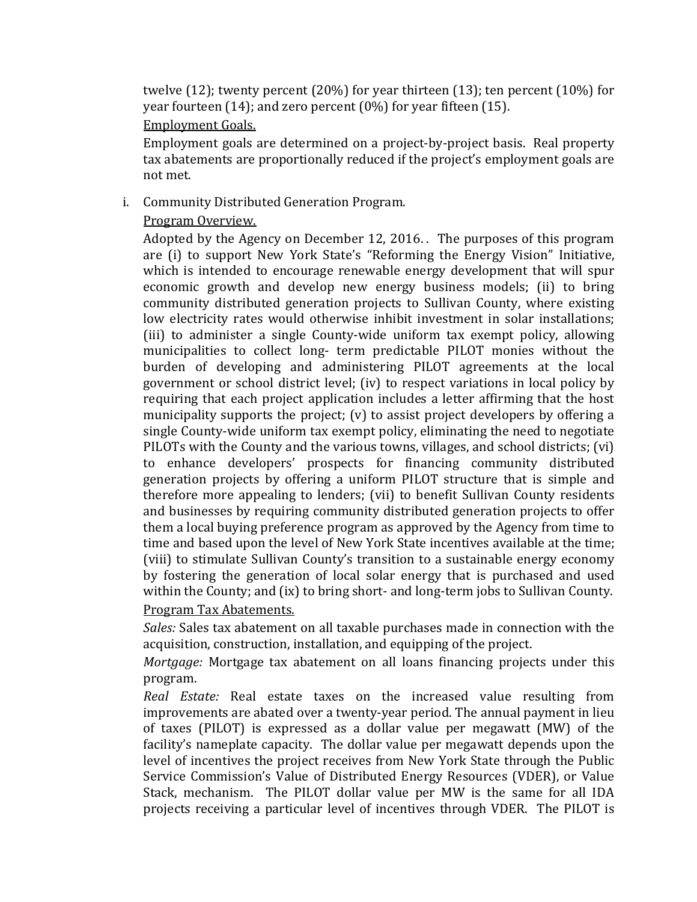twelve (12); twenty percent (20%) for year thirteen (13); ten percent (10%) for year fourteen (14); and zero percent (0%) for year fifteen (15).

Employment Goals.

Employment goals are determined on a project-by-project basis. Real property tax abatements are proportionally reduced if the project's employment goals are not met.

i. Community Distributed Generation Program.

Program Overview.

Adopted by the Agency on December 12, 2016. . The purposes of this program are (i) to support New York State's "Reforming the Energy Vision" Initiative, which is intended to encourage renewable energy development that will spur economic growth and develop new energy business models; (ii) to bring community distributed generation projects to Sullivan County, where existing low electricity rates would otherwise inhibit investment in solar installations; (iii) to administer a single County-wide uniform tax exempt policy, allowing municipalities to collect long- term predictable PILOT monies without the burden of developing and administering PILOT agreements at the local government or school district level; (iv) to respect variations in local policy by requiring that each project application includes a letter affirming that the host municipality supports the project; (v) to assist project developers by offering a single County-wide uniform tax exempt policy, eliminating the need to negotiate PILOTs with the County and the various towns, villages, and school districts; (vi) to enhance developers' prospects for financing community distributed generation projects by offering a uniform PILOT structure that is simple and therefore more appealing to lenders; (vii) to benefit Sullivan County residents and businesses by requiring community distributed generation projects to offer them a local buying preference program as approved by the Agency from time to time and based upon the level of New York State incentives available at the time; (viii) to stimulate Sullivan County's transition to a sustainable energy economy by fostering the generation of local solar energy that is purchased and used within the County; and (ix) to bring short- and long-term jobs to Sullivan County.

Program Tax Abatements.

*Sales:* Sales tax abatement on all taxable purchases made in connection with the acquisition, construction, installation, and equipping of the project.

*Mortgage:* Mortgage tax abatement on all loans financing projects under this program.

*Real Estate:* Real estate taxes on the increased value resulting from improvements are abated over a twenty-year period. The annual payment in lieu of taxes (PILOT) is expressed as a dollar value per megawatt (MW) of the facility's nameplate capacity. The dollar value per megawatt depends upon the level of incentives the project receives from New York State through the Public Service Commission's Value of Distributed Energy Resources (VDER), or Value Stack, mechanism. The PILOT dollar value per MW is the same for all IDA projects receiving a particular level of incentives through VDER. The PILOT is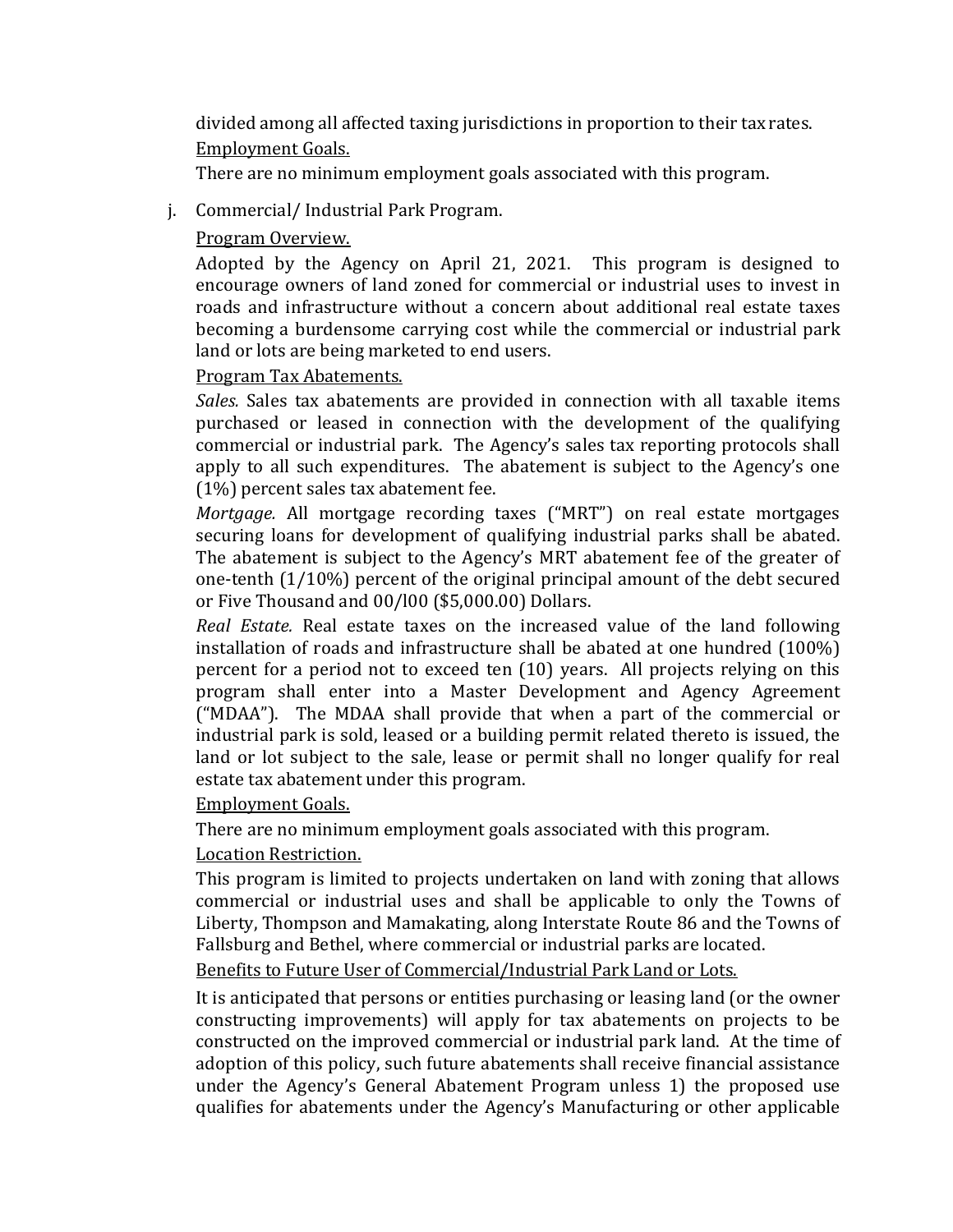divided among all affected taxing jurisdictions in proportion to their tax rates.

Employment Goals.

There are no minimum employment goals associated with this program.

j. Commercial/ Industrial Park Program.

Program Overview.

Adopted by the Agency on April 21, 2021. This program is designed to encourage owners of land zoned for commercial or industrial uses to invest in roads and infrastructure without a concern about additional real estate taxes becoming a burdensome carrying cost while the commercial or industrial park land or lots are being marketed to end users.

Program Tax Abatements.

*Sales.* Sales tax abatements are provided in connection with all taxable items purchased or leased in connection with the development of the qualifying commercial or industrial park. The Agency's sales tax reporting protocols shall apply to all such expenditures. The abatement is subject to the Agency's one (1%) percent sales tax abatement fee.

*Mortgage.* All mortgage recording taxes ("MRT") on real estate mortgages securing loans for development of qualifying industrial parks shall be abated. The abatement is subject to the Agency's MRT abatement fee of the greater of one-tenth (1/10%) percent of the original principal amount of the debt secured or Five Thousand and 00/l00 ($5,000.00) Dollars.

*Real Estate.* Real estate taxes on the increased value of the land following installation of roads and infrastructure shall be abated at one hundred (100%) percent for a period not to exceed ten (10) years. All projects relying on this program shall enter into a Master Development and Agency Agreement ("MDAA"). The MDAA shall provide that when a part of the commercial or industrial park is sold, leased or a building permit related thereto is issued, the land or lot subject to the sale, lease or permit shall no longer qualify for real estate tax abatement under this program.

Employment Goals.

There are no minimum employment goals associated with this program.

Location Restriction.

This program is limited to projects undertaken on land with zoning that allows commercial or industrial uses and shall be applicable to only the Towns of Liberty, Thompson and Mamakating, along Interstate Route 86 and the Towns of Fallsburg and Bethel, where commercial or industrial parks are located.

Benefits to Future User of Commercial/Industrial Park Land or Lots.

It is anticipated that persons or entities purchasing or leasing land (or the owner constructing improvements) will apply for tax abatements on projects to be constructed on the improved commercial or industrial park land. At the time of adoption of this policy, such future abatements shall receive financial assistance under the Agency's General Abatement Program unless 1) the proposed use qualifies for abatements under the Agency's Manufacturing or other applicable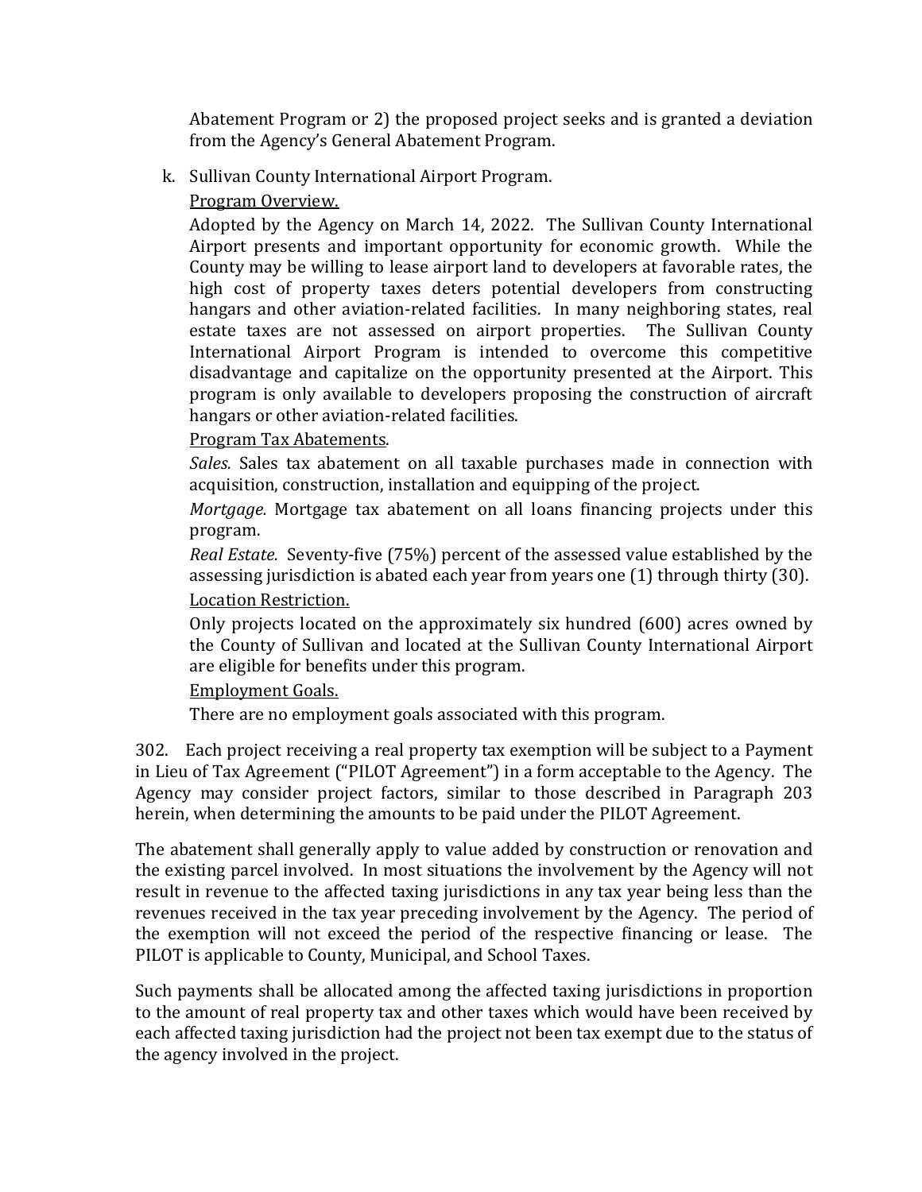Abatement Program or 2) the proposed project seeks and is granted a deviation from the Agency's General Abatement Program.

k. Sullivan County International Airport Program.

Program Overview.

Adopted by the Agency on March 14, 2022. The Sullivan County International Airport presents and important opportunity for economic growth. While the County may be willing to lease airport land to developers at favorable rates, the high cost of property taxes deters potential developers from constructing hangars and other aviation-related facilities. In many neighboring states, real estate taxes are not assessed on airport properties. The Sullivan County International Airport Program is intended to overcome this competitive disadvantage and capitalize on the opportunity presented at the Airport. This program is only available to developers proposing the construction of aircraft hangars or other aviation-related facilities.

Program Tax Abatements.

*Sales.* Sales tax abatement on all taxable purchases made in connection with acquisition, construction, installation and equipping of the project.

*Mortgage.* Mortgage tax abatement on all loans financing projects under this program.

*Real Estate.* Seventy-five (75%) percent of the assessed value established by the assessing jurisdiction is abated each year from years one (1) through thirty (30).

Location Restriction.

Only projects located on the approximately six hundred (600) acres owned by the County of Sullivan and located at the Sullivan County International Airport are eligible for benefits under this program.

Employment Goals.

There are no employment goals associated with this program.

302. Each project receiving a real property tax exemption will be subject to a Payment in Lieu of Tax Agreement ("PILOT Agreement") in a form acceptable to the Agency. The Agency may consider project factors, similar to those described in Paragraph 203 herein, when determining the amounts to be paid under the PILOT Agreement.

The abatement shall generally apply to value added by construction or renovation and the existing parcel involved. In most situations the involvement by the Agency will not result in revenue to the affected taxing jurisdictions in any tax year being less than the revenues received in the tax year preceding involvement by the Agency. The period of the exemption will not exceed the period of the respective financing or lease. The PILOT is applicable to County, Municipal, and School Taxes.

Such payments shall be allocated among the affected taxing jurisdictions in proportion to the amount of real property tax and other taxes which would have been received by each affected taxing jurisdiction had the project not been tax exempt due to the status of the agency involved in the project.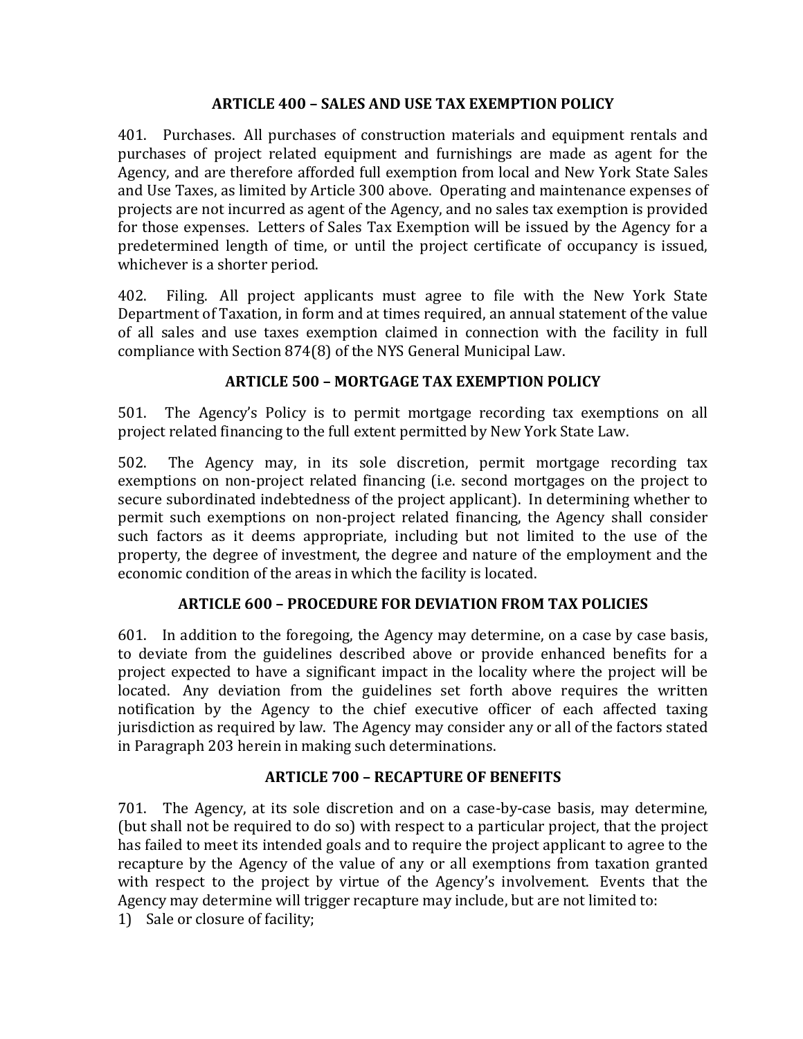## ARTICLE 400 – SALES AND USE TAX EXEMPTION POLICY

401. Purchases. All purchases of construction materials and equipment rentals and purchases of project related equipment and furnishings are made as agent for the Agency, and are therefore afforded full exemption from local and New York State Sales and Use Taxes, as limited by Article 300 above. Operating and maintenance expenses of projects are not incurred as agent of the Agency, and no sales tax exemption is provided for those expenses. Letters of Sales Tax Exemption will be issued by the Agency for a predetermined length of time, or until the project certificate of occupancy is issued, whichever is a shorter period.

402. Filing. All project applicants must agree to file with the New York State Department of Taxation, in form and at times required, an annual statement of the value of all sales and use taxes exemption claimed in connection with the facility in full compliance with Section 874(8) of the NYS General Municipal Law.

## ARTICLE 500 – MORTGAGE TAX EXEMPTION POLICY

501. The Agency's Policy is to permit mortgage recording tax exemptions on all project related financing to the full extent permitted by New York State Law.

502. The Agency may, in its sole discretion, permit mortgage recording tax exemptions on non-project related financing (i.e. second mortgages on the project to secure subordinated indebtedness of the project applicant). In determining whether to permit such exemptions on non-project related financing, the Agency shall consider such factors as it deems appropriate, including but not limited to the use of the property, the degree of investment, the degree and nature of the employment and the economic condition of the areas in which the facility is located.

## ARTICLE 600 – PROCEDURE FOR DEVIATION FROM TAX POLICIES

601. In addition to the foregoing, the Agency may determine, on a case by case basis, to deviate from the guidelines described above or provide enhanced benefits for a project expected to have a significant impact in the locality where the project will be located. Any deviation from the guidelines set forth above requires the written notification by the Agency to the chief executive officer of each affected taxing jurisdiction as required by law. The Agency may consider any or all of the factors stated in Paragraph 203 herein in making such determinations.

## ARTICLE 700 – RECAPTURE OF BENEFITS

701. The Agency, at its sole discretion and on a case-by-case basis, may determine, (but shall not be required to do so) with respect to a particular project, that the project has failed to meet its intended goals and to require the project applicant to agree to the recapture by the Agency of the value of any or all exemptions from taxation granted with respect to the project by virtue of the Agency's involvement. Events that the Agency may determine will trigger recapture may include, but are not limited to:

1) Sale or closure of facility;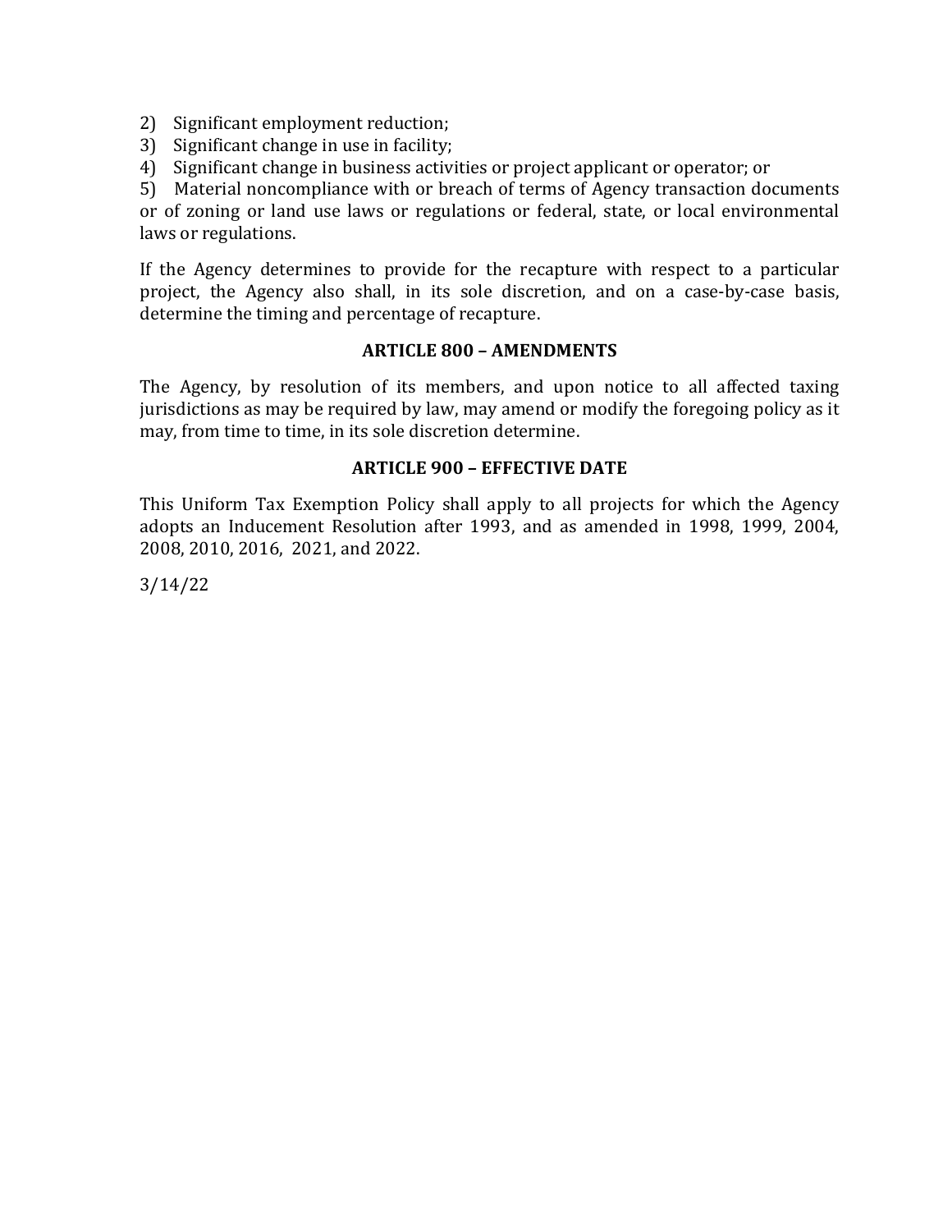2) Significant employment reduction;
3) Significant change in use in facility;
4) Significant change in business activities or project applicant or operator; or
5) Material noncompliance with or breach of terms of Agency transaction documents or of zoning or land use laws or regulations or federal, state, or local environmental laws or regulations.

If the Agency determines to provide for the recapture with respect to a particular project, the Agency also shall, in its sole discretion, and on a case-by-case basis, determine the timing and percentage of recapture.

## ARTICLE 800 – AMENDMENTS

The Agency, by resolution of its members, and upon notice to all affected taxing jurisdictions as may be required by law, may amend or modify the foregoing policy as it may, from time to time, in its sole discretion determine.

## ARTICLE 900 – EFFECTIVE DATE

This Uniform Tax Exemption Policy shall apply to all projects for which the Agency adopts an Inducement Resolution after 1993, and as amended in 1998, 1999, 2004, 2008, 2010, 2016, 2021, and 2022.

3/14/22